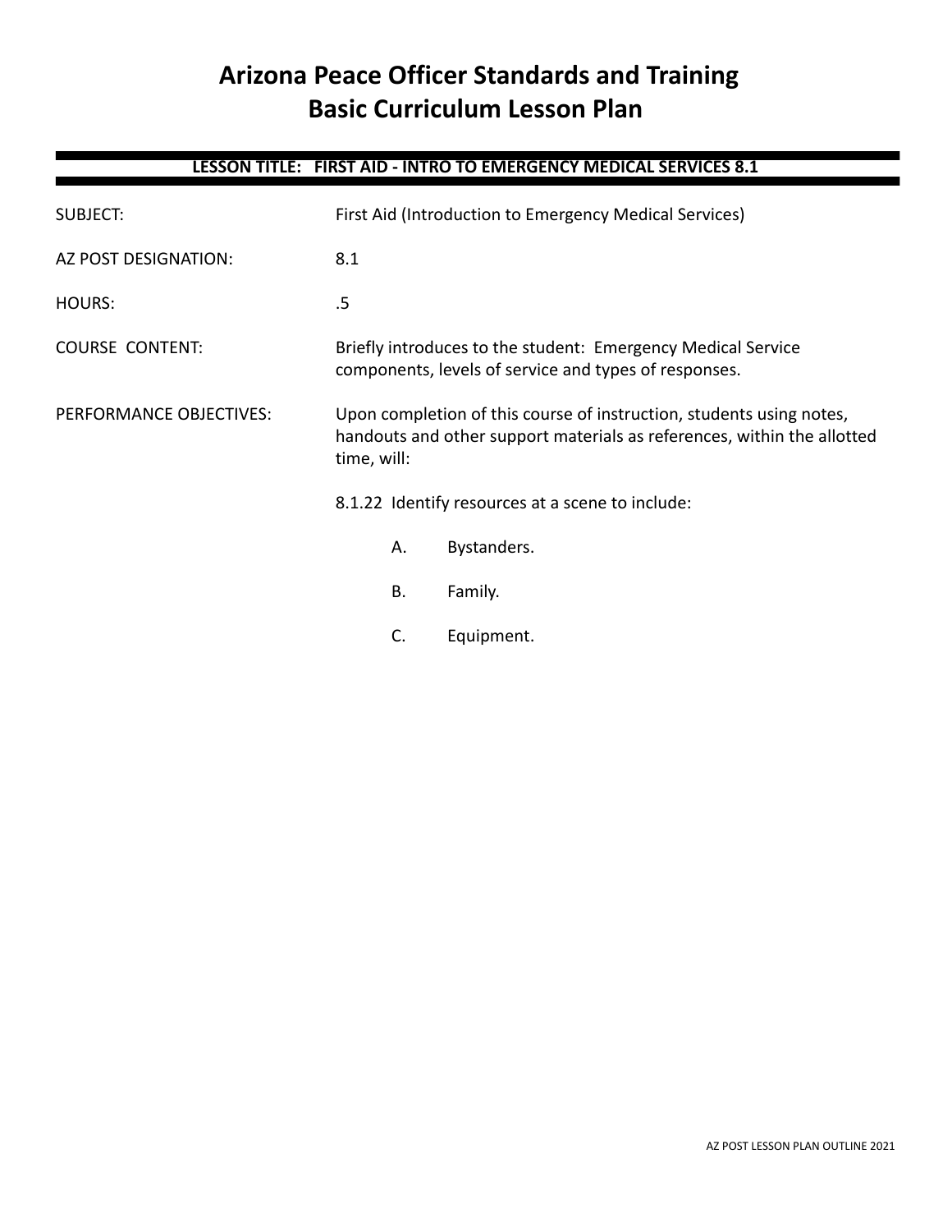# Arizona Peace Officer Standards and Training
# Basic Curriculum Lesson Plan

**LESSON TITLE: FIRST AID - INTRO TO EMERGENCY MEDICAL SERVICES 8.1**

SUBJECT: First Aid (Introduction to Emergency Medical Services)

AZ POST DESIGNATION: 8.1

HOURS: .5

COURSE CONTENT: Briefly introduces to the student: Emergency Medical Service components, levels of service and types of responses.

PERFORMANCE OBJECTIVES: Upon completion of this course of instruction, students using notes, handouts and other support materials as references, within the allotted time, will:

8.1.22 Identify resources at a scene to include:

- A. Bystanders.
- B. Family.
- C. Equipment.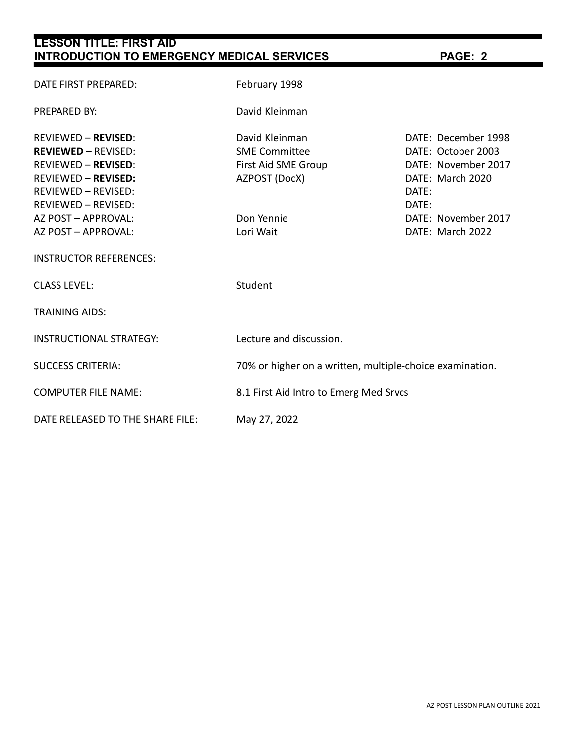| | | |
|---|---|---|
| DATE FIRST PREPARED: | February 1998 | |
| PREPARED BY: | David Kleinman | |
| REVIEWED – **REVISED**: | David Kleinman | DATE: December 1998 |
| **REVIEWED** – REVISED: | SME Committee | DATE: October 2003 |
| REVIEWED – **REVISED**: | First Aid SME Group | DATE: November 2017 |
| REVIEWED – **REVISED:** | AZPOST (DocX) | DATE: March 2020 |
| REVIEWED – REVISED: | | DATE: |
| REVIEWED – REVISED: | | DATE: |
| AZ POST – APPROVAL: | Don Yennie | DATE: November 2017 |
| AZ POST – APPROVAL: | Lori Wait | DATE: March 2022 |
| INSTRUCTOR REFERENCES: | | |
| CLASS LEVEL: | Student | |
| TRAINING AIDS: | | |
| INSTRUCTIONAL STRATEGY: | Lecture and discussion. | |
| SUCCESS CRITERIA: | 70% or higher on a written, multiple-choice examination. | |
| COMPUTER FILE NAME: | 8.1 First Aid Intro to Emerg Med Srvcs | |
| DATE RELEASED TO THE SHARE FILE: | May 27, 2022 | |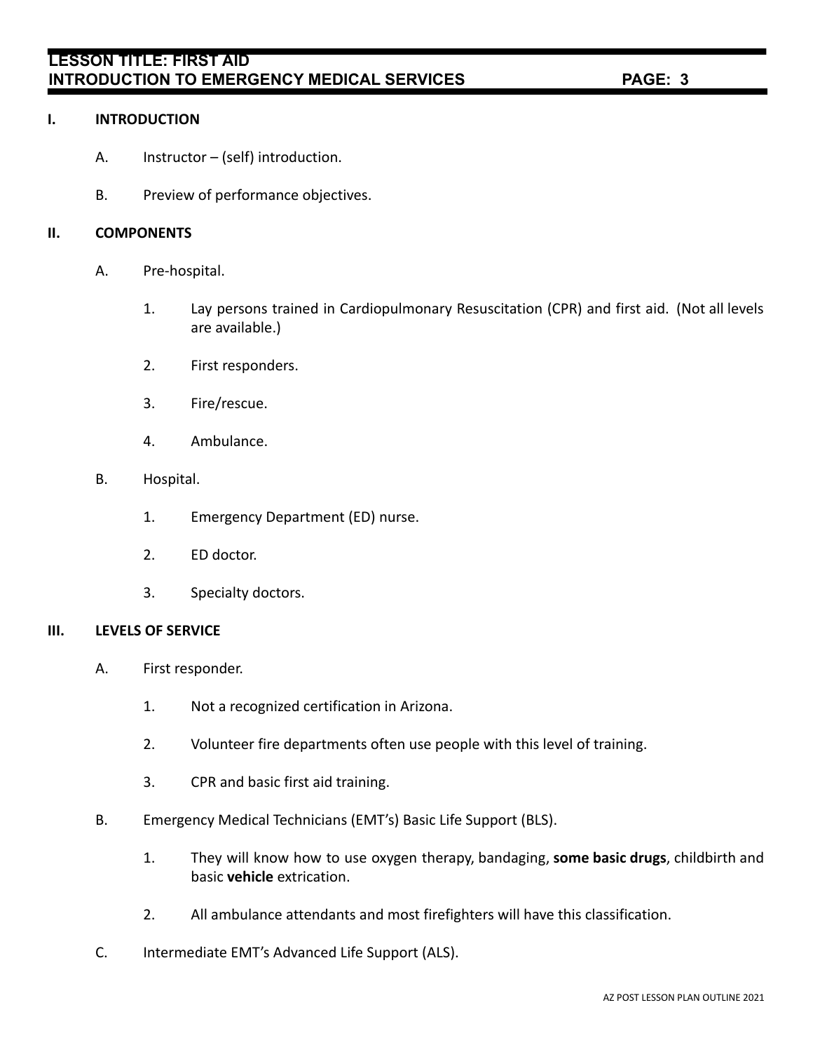## I. INTRODUCTION

A. Instructor – (self) introduction.

B. Preview of performance objectives.

## II. COMPONENTS

A. Pre-hospital.

1. Lay persons trained in Cardiopulmonary Resuscitation (CPR) and first aid. (Not all levels are available.)

2. First responders.

3. Fire/rescue.

4. Ambulance.

B. Hospital.

1. Emergency Department (ED) nurse.

2. ED doctor.

3. Specialty doctors.

## III. LEVELS OF SERVICE

A. First responder.

1. Not a recognized certification in Arizona.

2. Volunteer fire departments often use people with this level of training.

3. CPR and basic first aid training.

B. Emergency Medical Technicians (EMT's) Basic Life Support (BLS).

1. They will know how to use oxygen therapy, bandaging, **some basic drugs**, childbirth and basic **vehicle** extrication.

2. All ambulance attendants and most firefighters will have this classification.

C. Intermediate EMT's Advanced Life Support (ALS).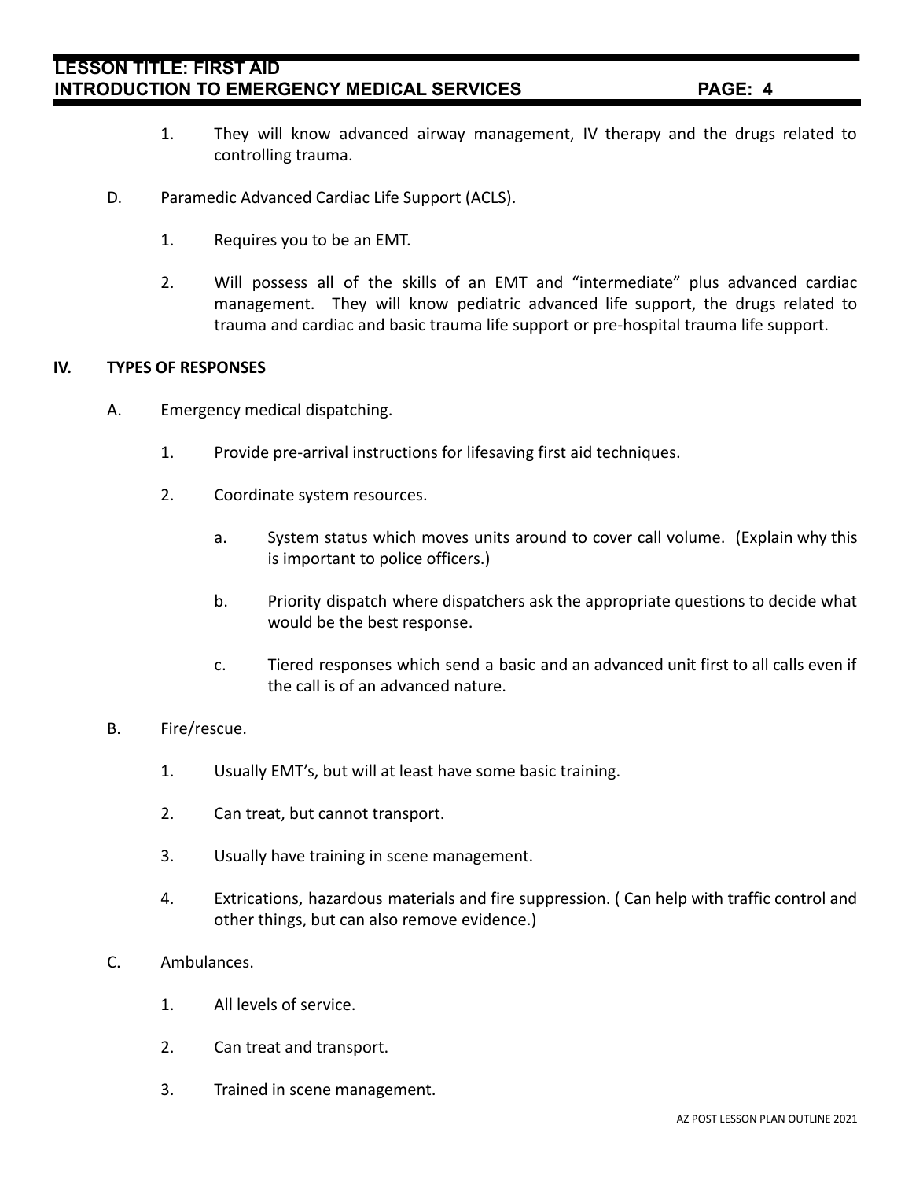1. They will know advanced airway management, IV therapy and the drugs related to controlling trauma.

D. Paramedic Advanced Cardiac Life Support (ACLS).

   1. Requires you to be an EMT.

   2. Will possess all of the skills of an EMT and “intermediate” plus advanced cardiac management. They will know pediatric advanced life support, the drugs related to trauma and cardiac and basic trauma life support or pre-hospital trauma life support.

## IV. TYPES OF RESPONSES

A. Emergency medical dispatching.

   1. Provide pre-arrival instructions for lifesaving first aid techniques.

   2. Coordinate system resources.

      a. System status which moves units around to cover call volume. (Explain why this is important to police officers.)

      b. Priority dispatch where dispatchers ask the appropriate questions to decide what would be the best response.

      c. Tiered responses which send a basic and an advanced unit first to all calls even if the call is of an advanced nature.

B. Fire/rescue.

   1. Usually EMT’s, but will at least have some basic training.

   2. Can treat, but cannot transport.

   3. Usually have training in scene management.

   4. Extrications, hazardous materials and fire suppression. ( Can help with traffic control and other things, but can also remove evidence.)

C. Ambulances.

   1. All levels of service.

   2. Can treat and transport.

   3. Trained in scene management.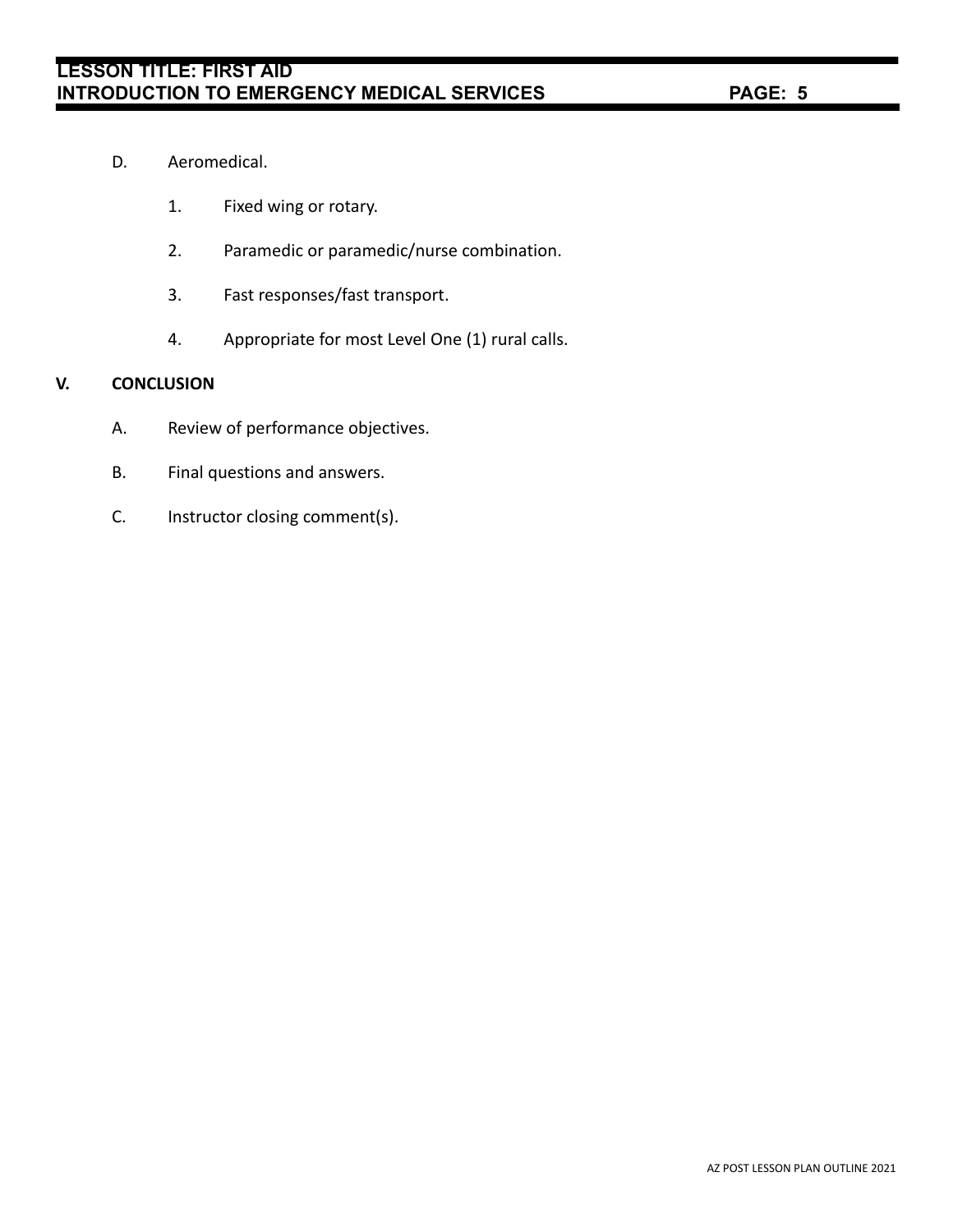D. Aeromedical.

1. Fixed wing or rotary.

2. Paramedic or paramedic/nurse combination.

3. Fast responses/fast transport.

4. Appropriate for most Level One (1) rural calls.

## V. CONCLUSION

A. Review of performance objectives.

B. Final questions and answers.

C. Instructor closing comment(s).